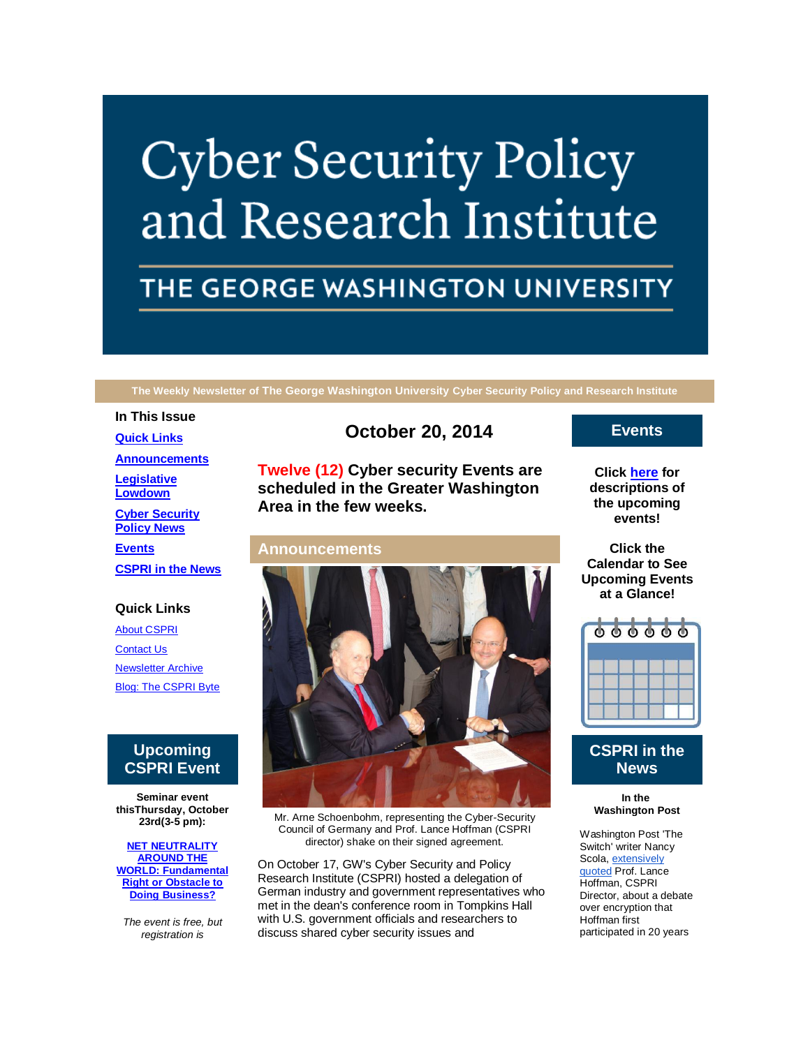# Cyber Security Policy and Research Institute

## THE GEORGE WASHINGTON UNIVERSITY

**The Weekly Newsletter of The George Washington University Cyber Security Policy and Research Institute**

**In This Issue**

- **Quick Links**
- **Announcements**
- **Legislative Lowdown**
- **Cyber Security Policy News**
- **Events**
- **CSPRI in the News**

**Quick Links**

- About CSPRI
- Contact Us
- Newsletter Archive
- Blog: The CSPRI Byte

## Upcoming CSPRI Event

**Seminar event thisThursday, October 23rd(3-5 pm):**

**NET NEUTRALITY AROUND THE WORLD: Fundamental Right or Obstacle to Doing Business?**

*The event is free, but registration is*

## October 20, 2014

### Twelve (12) Cyber security Events are scheduled in the Greater Washington Area in the few weeks.

## Announcements

Mr. Arne Schoenbohm, representing the Cyber-Security Council of Germany and Prof. Lance Hoffman (CSPRI director) shake on their signed agreement.

On October 17, GW's Cyber Security and Policy Research Institute (CSPRI) hosted a delegation of German industry and government representatives who met in the dean's conference room in Tompkins Hall with U.S. government officials and researchers to discuss shared cyber security issues and

## Events

**Click here for descriptions of the upcoming events!**

**Click the Calendar to See Upcoming Events at a Glance!**

## CSPRI in the News

**In the Washington Post**

Washington Post 'The Switch' writer Nancy Scola, extensively quoted Prof. Lance Hoffman, CSPRI Director, about a debate over encryption that Hoffman first participated in 20 years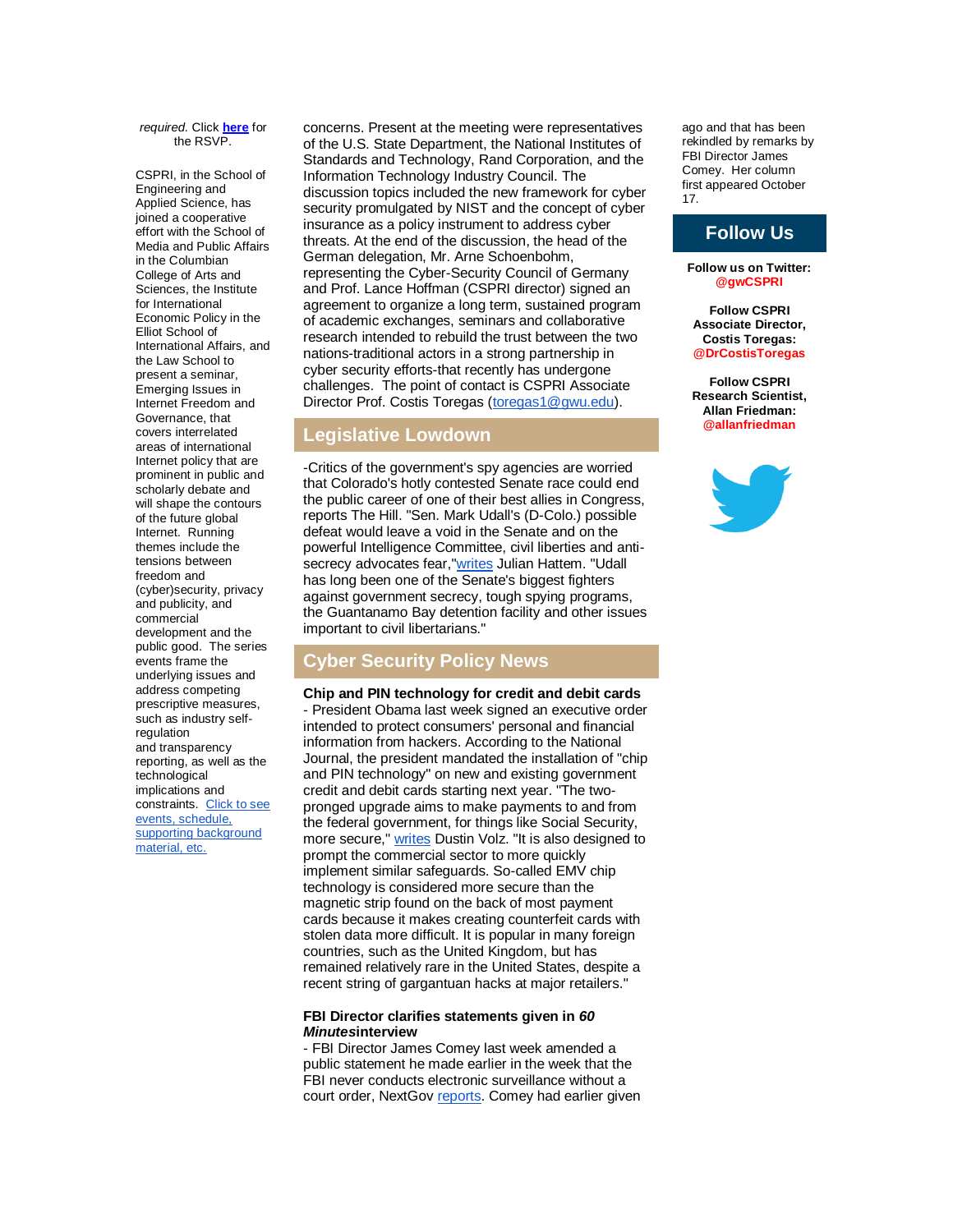*required.* Click **here** for the RSVP.

CSPRI, in the School of Engineering and Applied Science, has joined a cooperative effort with the School of Media and Public Affairs in the Columbian College of Arts and Sciences, the Institute for International Economic Policy in the Elliot School of International Affairs, and the Law School to present a seminar, Emerging Issues in Internet Freedom and Governance, that covers interrelated areas of international Internet policy that are prominent in public and scholarly debate and will shape the contours of the future global Internet. Running themes include the tensions between freedom and (cyber)security, privacy and publicity, and commercial development and the public good. The series events frame the underlying issues and address competing prescriptive measures, such as industry self-regulation and transparency reporting, as well as the technological implications and constraints. Click to see events, schedule, supporting background material, etc.

concerns. Present at the meeting were representatives of the U.S. State Department, the National Institutes of Standards and Technology, Rand Corporation, and the Information Technology Industry Council. The discussion topics included the new framework for cyber security promulgated by NIST and the concept of cyber insurance as a policy instrument to address cyber threats. At the end of the discussion, the head of the German delegation, Mr. Arne Schoenbohm, representing the Cyber-Security Council of Germany and Prof. Lance Hoffman (CSPRI director) signed an agreement to organize a long term, sustained program of academic exchanges, seminars and collaborative research intended to rebuild the trust between the two nations-traditional actors in a strong partnership in cyber security efforts-that recently has undergone challenges. The point of contact is CSPRI Associate Director Prof. Costis Toregas (toregas1@gwu.edu).

## Legislative Lowdown

-Critics of the government's spy agencies are worried that Colorado's hotly contested Senate race could end the public career of one of their best allies in Congress, reports The Hill. "Sen. Mark Udall's (D-Colo.) possible defeat would leave a void in the Senate and on the powerful Intelligence Committee, civil liberties and anti-secrecy advocates fear,"writes Julian Hattem. "Udall has long been one of the Senate's biggest fighters against government secrecy, tough spying programs, the Guantanamo Bay detention facility and other issues important to civil libertarians."

## Cyber Security Policy News

**Chip and PIN technology for credit and debit cards** - President Obama last week signed an executive order intended to protect consumers' personal and financial information from hackers. According to the National Journal, the president mandated the installation of "chip and PIN technology" on new and existing government credit and debit cards starting next year. "The two-pronged upgrade aims to make payments to and from the federal government, for things like Social Security, more secure," writes Dustin Volz. "It is also designed to prompt the commercial sector to more quickly implement similar safeguards. So-called EMV chip technology is considered more secure than the magnetic strip found on the back of most payment cards because it makes creating counterfeit cards with stolen data more difficult. It is popular in many foreign countries, such as the United Kingdom, but has remained relatively rare in the United States, despite a recent string of gargantuan hacks at major retailers."

**FBI Director clarifies statements given in *60 Minutes*interview**
- FBI Director James Comey last week amended a public statement he made earlier in the week that the FBI never conducts electronic surveillance without a court order, NextGov reports. Comey had earlier given

ago and that has been rekindled by remarks by FBI Director James Comey. Her column first appeared October 17.

## Follow Us

**Follow us on Twitter: @gwCSPRI**

**Follow CSPRI Associate Director, Costis Toregas: @DrCostisToregas**

**Follow CSPRI Research Scientist, Allan Friedman: @allanfriedman**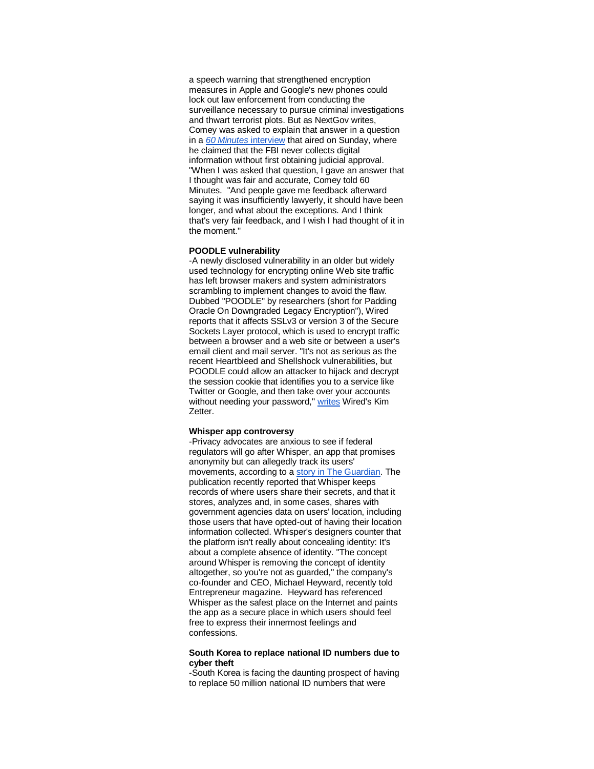a speech warning that strengthened encryption measures in Apple and Google's new phones could lock out law enforcement from conducting the surveillance necessary to pursue criminal investigations and thwart terrorist plots. But as NextGov writes, Comey was asked to explain that answer in a question in a *60 Minutes* interview that aired on Sunday, where he claimed that the FBI never collects digital information without first obtaining judicial approval. "When I was asked that question, I gave an answer that I thought was fair and accurate, Comey told 60 Minutes. "And people gave me feedback afterward saying it was insufficiently lawyerly, it should have been longer, and what about the exceptions. And I think that's very fair feedback, and I wish I had thought of it in the moment."

**POODLE vulnerability**

-A newly disclosed vulnerability in an older but widely used technology for encrypting online Web site traffic has left browser makers and system administrators scrambling to implement changes to avoid the flaw. Dubbed "POODLE" by researchers (short for Padding Oracle On Downgraded Legacy Encryption"), Wired reports that it affects SSLv3 or version 3 of the Secure Sockets Layer protocol, which is used to encrypt traffic between a browser and a web site or between a user's email client and mail server. "It's not as serious as the recent Heartbleed and Shellshock vulnerabilities, but POODLE could allow an attacker to hijack and decrypt the session cookie that identifies you to a service like Twitter or Google, and then take over your accounts without needing your password," writes Wired's Kim Zetter.

**Whisper app controversy**

-Privacy advocates are anxious to see if federal regulators will go after Whisper, an app that promises anonymity but can allegedly track its users' movements, according to a story in The Guardian. The publication recently reported that Whisper keeps records of where users share their secrets, and that it stores, analyzes and, in some cases, shares with government agencies data on users' location, including those users that have opted-out of having their location information collected. Whisper's designers counter that the platform isn't really about concealing identity: It's about a complete absence of identity. "The concept around Whisper is removing the concept of identity altogether, so you're not as guarded," the company's co-founder and CEO, Michael Heyward, recently told Entrepreneur magazine. Heyward has referenced Whisper as the safest place on the Internet and paints the app as a secure place in which users should feel free to express their innermost feelings and confessions.

**South Korea to replace national ID numbers due to cyber theft**

-South Korea is facing the daunting prospect of having to replace 50 million national ID numbers that were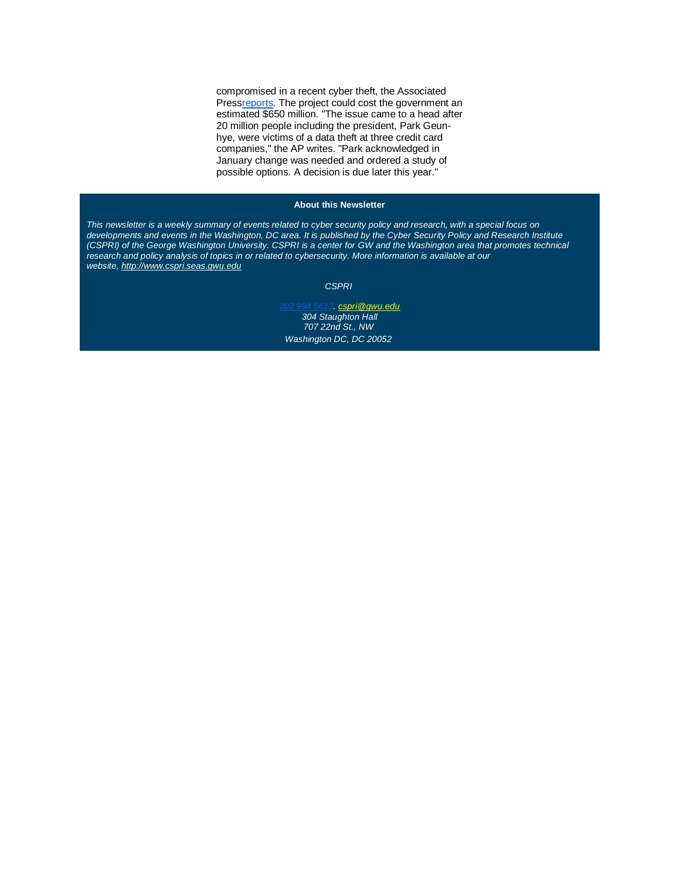compromised in a recent cyber theft, the Associated Pressreports. The project could cost the government an estimated $650 million. "The issue came to a head after 20 million people including the president, Park Geun-hye, were victims of a data theft at three credit card companies," the AP writes. "Park acknowledged in January change was needed and ordered a study of possible options. A decision is due later this year."

**About this Newsletter**

*This newsletter is a weekly summary of events related to cyber security policy and research, with a special focus on developments and events in the Washington, DC area. It is published by the Cyber Security Policy and Research Institute (CSPRI) of the George Washington University. CSPRI is a center for GW and the Washington area that promotes technical research and policy analysis of topics in or related to cybersecurity. More information is available at our website, http://www.cspri.seas.gwu.edu*

*CSPRI*

*202 994 5613. cspri@gwu.edu*
*304 Staughton Hall*
*707 22nd St., NW*
*Washington DC, DC 20052*